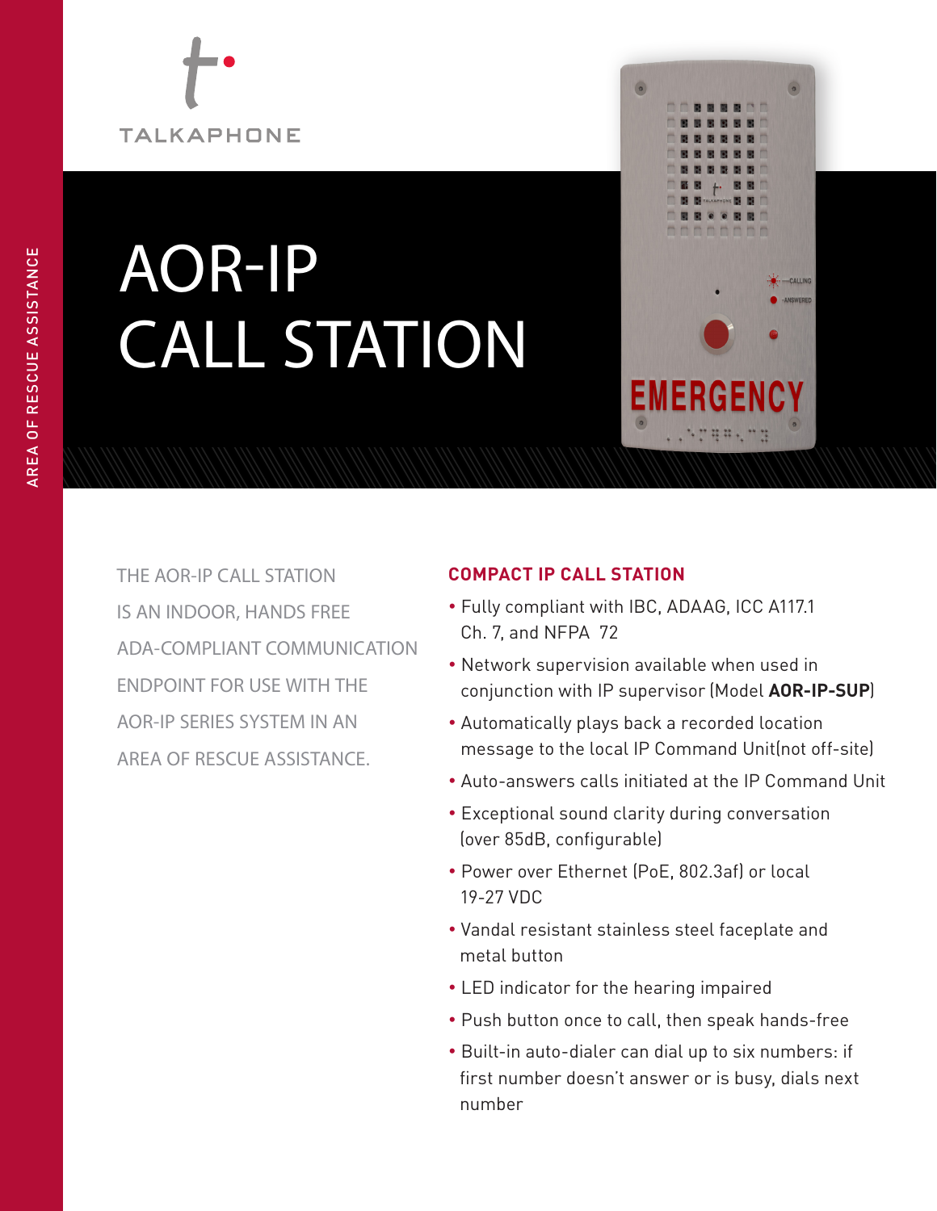TALKAPHONE

AREA OF RESCUE ASSISTANCE

# AOR-IP CALL STATION

THE AOR-IP CALL STATION IS AN INDOOR, HANDS FREE ADA-COMPLIANT COMMUNICATION ENDPOINT FOR USE WITH THE AOR-IP SERIES SYSTEM IN AN AREA OF RESCUE ASSISTANCE.

## COMPACT IP CALL STATION

- Fully compliant with IBC, ADAAG, ICC A117.1 Ch. 7, and NFPA 72
- Network supervision available when used in conjunction with IP supervisor (Model **AOR-IP-SUP**)
- Automatically plays back a recorded location message to the local IP Command Unit(not off-site)
- Auto-answers calls initiated at the IP Command Unit
- Exceptional sound clarity during conversation (over 85dB, configurable)
- Power over Ethernet (PoE, 802.3af) or local 19-27 VDC
- Vandal resistant stainless steel faceplate and metal button
- LED indicator for the hearing impaired
- Push button once to call, then speak hands-free
- Built-in auto-dialer can dial up to six numbers: if first number doesn't answer or is busy, dials next number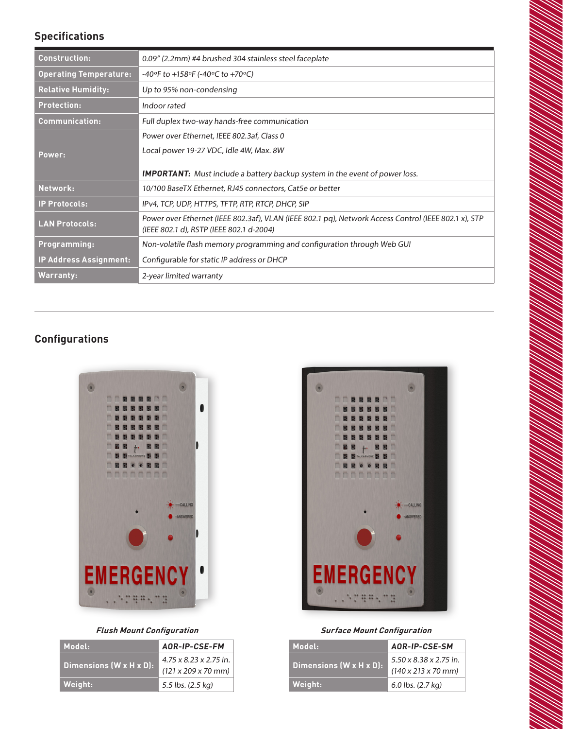## Specifications

| | |
|---|---|
| **Construction:** | *0.09" (2.2mm) #4 brushed 304 stainless steel faceplate* |
| **Operating Temperature:** | *-40ºF to +158ºF (-40ºC to +70ºC)* |
| **Relative Humidity:** | *Up to 95% non-condensing* |
| **Protection:** | *Indoor rated* |
| **Communication:** | *Full duplex two-way hands-free communication* |
| **Power:** | *Power over Ethernet, IEEE 802.3af, Class 0*<br>*Local power 19-27 VDC, Idle 4W, Max. 8W*<br>***IMPORTANT:** Must include a battery backup system in the event of power loss.* |
| **Network:** | *10/100 BaseTX Ethernet, RJ45 connectors, Cat5e or better* |
| **IP Protocols:** | *IPv4, TCP, UDP, HTTPS, TFTP, RTP, RTCP, DHCP, SIP* |
| **LAN Protocols:** | *Power over Ethernet (IEEE 802.3af), VLAN (IEEE 802.1 pq), Network Access Control (IEEE 802.1 x), STP (IEEE 802.1 d), RSTP (IEEE 802.1 d-2004)* |
| **Programming:** | *Non-volatile flash memory programming and configuration through Web GUI* |
| **IP Address Assignment:** | *Configurable for static IP address or DHCP* |
| **Warranty:** | *2-year limited warranty* |

## Configurations

***Flush Mount Configuration***

| **Model:** | **AOR-IP-CSE-FM** |
|---|---|
| **Dimensions (W x H x D):** | *4.75 x 8.23 x 2.75 in.*<br>*(121 x 209 x 70 mm)* |
| **Weight:** | *5.5 lbs. (2.5 kg)* |

***Surface Mount Configuration***

| **Model:** | **AOR-IP-CSE-SM** |
|---|---|
| **Dimensions (W x H x D):** | *5.50 x 8.38 x 2.75 in.*<br>*(140 x 213 x 70 mm)* |
| **Weight:** | *6.0 lbs. (2.7 kg)* |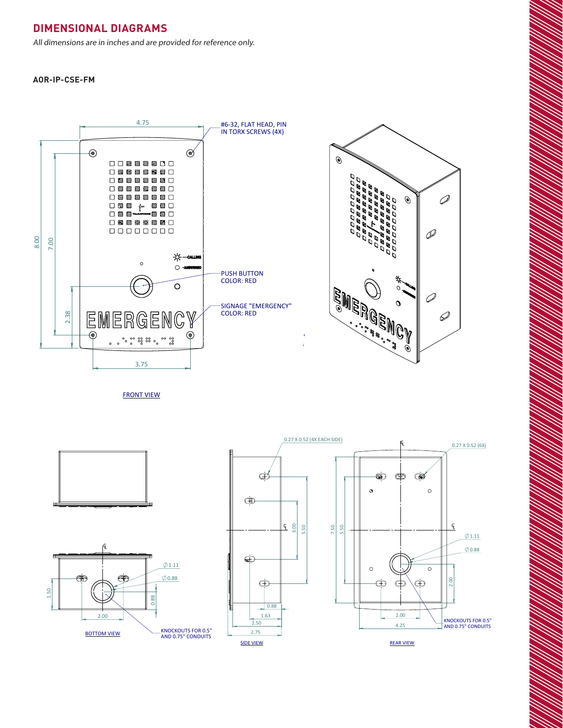## DIMENSIONAL DIAGRAMS

*All dimensions are in inches and are provided for reference only.*

**AOR-IP-CSE-FM**

4.75

#6-32, FLAT HEAD, PIN IN TORX SCREWS (4X)

8.00

7.00

2.38

3.75

CALLING

ANSWERED

TALKAPHONE

PUSH BUTTON COLOR: RED

SIGNAGE "EMERGENCY" COLOR: RED

EMERGENCY

FRONT VIEW

0.27 X 0.52 (4X EACH SIDE)

0.27 X 0.52 (6X)

1.50

∅ 1.11

∅ 0.88

0.88

2.00

BOTTOM VIEW

KNOCKOUTS FOR 0.5" AND 0.75" CONDUITS

3.00

5.50

0.88

1.63

2.50

2.75

SIDE VIEW

7.50

5.50

∅ 1.11

∅ 0.88

2.00

2.00

4.25

KNOCKOUTS FOR 0.5" AND 0.75" CONDUITS

REAR VIEW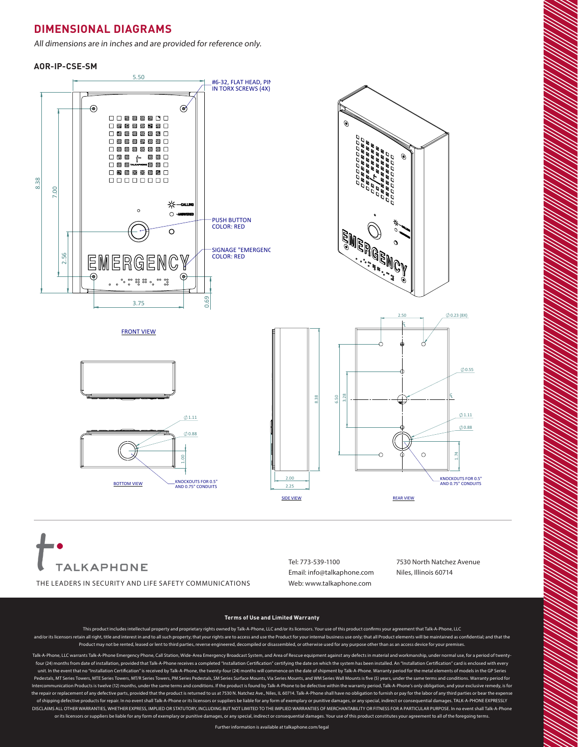## DIMENSIONAL DIAGRAMS

*All dimensions are in inches and are provided for reference only.*

### AOR-IP-CSE-SM

5.50

#6-32, FLAT HEAD, PIN IN TORX SCREWS (4X)

8.38

7.00

2.56

3.75

0.69

PUSH BUTTON
COLOR: RED

SIGNAGE "EMERGENCY"
COLOR: RED

FRONT VIEW

∅1.11

∅0.88

1.00

BOTTOM VIEW

KNOCKOUTS FOR 0.5" AND 0.75" CONDUITS

8.38

2.00

2.25

SIDE VIEW

2.50

∅0.23 (8X)

∅0.55

6.50

3.28

∅1.11

∅0.88

1.74

KNOCKOUTS FOR 0.5" AND 0.75" CONDUITS

REAR VIEW

TALKAPHONE

THE LEADERS IN SECURITY AND LIFE SAFETY COMMUNICATIONS

Tel: 773-539-1100
Email: info@talkaphone.com
Web: www.talkaphone.com

7530 North Natchez Avenue
Niles, Illinois 60714

**Terms of Use and Limited Warranty**

This product includes intellectual property and proprietary rights owned by Talk-A-Phone, LLC and/or its licensors. Your use of this product confirms your agreement that Talk-A-Phone, LLC and/or its licensors retain all right, title and interest in and to all such property; that your rights are to access and use the Product for your internal business use only; that all Product elements will be maintained as confidential; and that the Product may not be rented, leased or lent to third parties, reverse engineered, decompiled or disassembled, or otherwise used for any purpose other than as an access device for your premises.

Talk-A-Phone, LLC warrants Talk-A-Phone Emergency Phone, Call Station, Wide-Area Emergency Broadcast System, and Area of Rescue equipment against any defects in material and workmanship, under normal use, for a period of twenty-four (24) months from date of installation, provided that Talk-A-Phone receives a completed "Installation Certification" certifying the date on which the system has been installed. An "Installation Certification" card is enclosed with every unit. In the event that no "Installation Certification" is received by Talk-A-Phone, the twenty-four (24) months will commence on the date of shipment by Talk-A-Phone. Warranty period for the metal elements of models in the GP Series Pedestals, MT Series Towers, MTE Series Towers, MT/R Series Towers, PM Series Pedestals, SM Series Surface Mounts, Via Series Mounts, and WM Series Wall Mounts is five (5) years, under the same terms and conditions. Warranty period for Intercommunication Products is twelve (12) months, under the same terms and conditions. If the product is found by Talk-A-Phone to be defective within the warranty period, Talk-A-Phone's only obligation, and your exclusive remedy, is for the repair or replacement of any defective parts, provided that the product is returned to us at 7530 N. Natchez Ave., Niles, IL 60714. Talk-A-Phone shall have no obligation to furnish or pay for the labor of any third parties or bear the expense of shipping defective products for repair. In no event shall Talk-A-Phone or its licensors or suppliers be liable for any form of exemplary or punitive damages, or any special, indirect or consequential damages. TALK-A-PHONE EXPRESSLY DISCLAIMS ALL OTHER WARRANTIES, WHETHER EXPRESS, IMPLIED OR STATUTORY, INCLUDING BUT NOT LIMITED TO THE IMPLIED WARRANTIES OF MERCHANTABILITY OR FITNESS FOR A PARTICULAR PURPOSE. In no event shall Talk-A-Phone or its licensors or suppliers be liable for any form of exemplary or punitive damages, or any special, indirect or consequential damages. Your use of this product constitutes your agreement to all of the foregoing terms.

Further information is available at talkaphone.com/legal